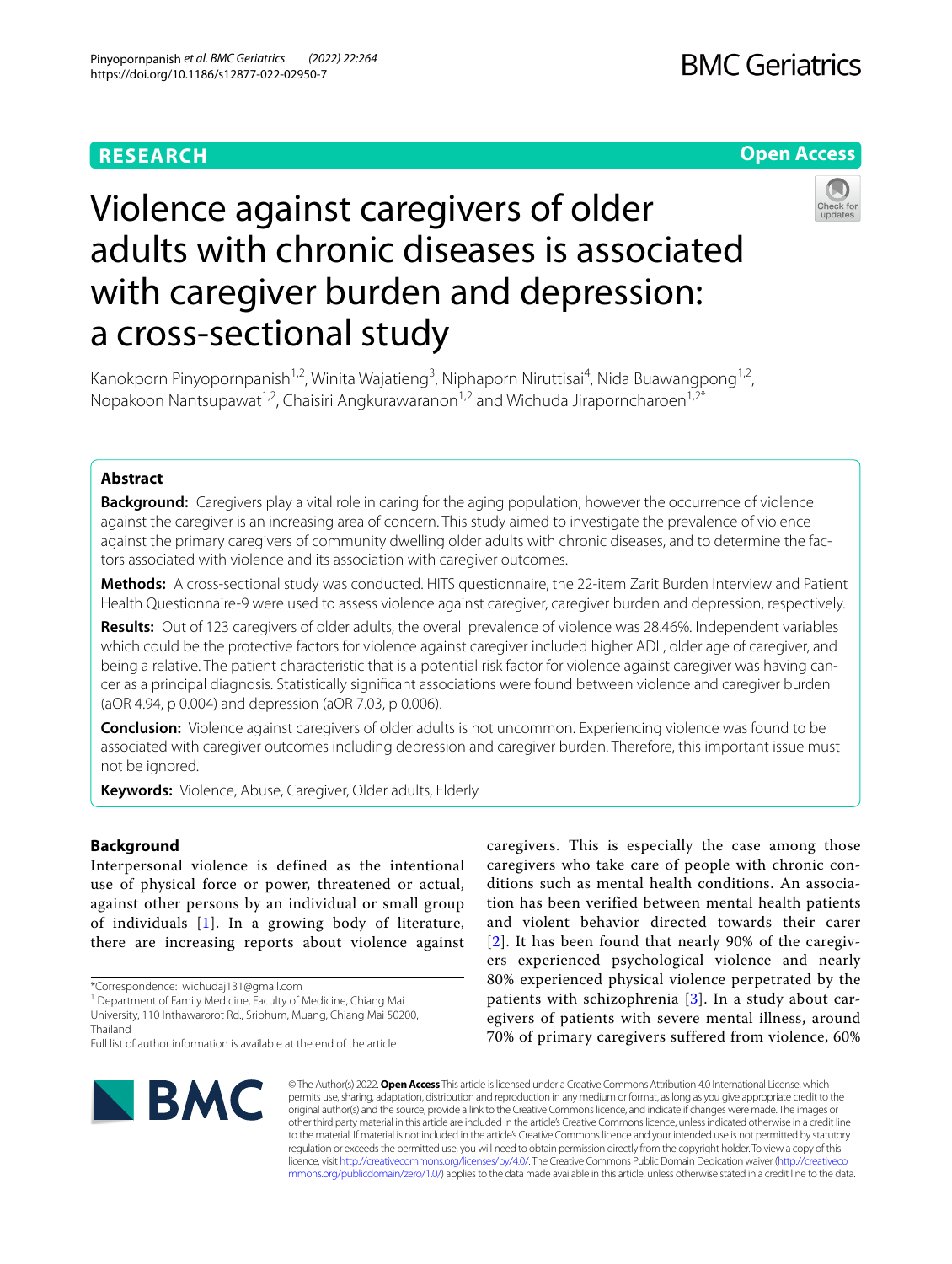# Violence against caregivers of older adults with chronic diseases is associated with caregiver burden and depression: a cross-sectional study

Kanokporn Pinyopornpanish[1,2], Winita Wajatieng[3], Niphaporn Niruttisai[4], Nida Buawangpong[1,2], Nopakoon Nantsupawat[1,2], Chaisiri Angkurawaranon[1,2] and Wichuda Jiraporncharoen[1,2*]

## Abstract

**Background:** Caregivers play a vital role in caring for the aging population, however the occurrence of violence against the caregiver is an increasing area of concern. This study aimed to investigate the prevalence of violence against the primary caregivers of community dwelling older adults with chronic diseases, and to determine the factors associated with violence and its association with caregiver outcomes.

**Methods:** A cross-sectional study was conducted. HITS questionnaire, the 22-item Zarit Burden Interview and Patient Health Questionnaire-9 were used to assess violence against caregiver, caregiver burden and depression, respectively.

**Results:** Out of 123 caregivers of older adults, the overall prevalence of violence was 28.46%. Independent variables which could be the protective factors for violence against caregiver included higher ADL, older age of caregiver, and being a relative. The patient characteristic that is a potential risk factor for violence against caregiver was having cancer as a principal diagnosis. Statistically significant associations were found between violence and caregiver burden (aOR 4.94, p 0.004) and depression (aOR 7.03, p 0.006).

**Conclusion:** Violence against caregivers of older adults is not uncommon. Experiencing violence was found to be associated with caregiver outcomes including depression and caregiver burden. Therefore, this important issue must not be ignored.

**Keywords:** Violence, Abuse, Caregiver, Older adults, Elderly

## Background

Interpersonal violence is defined as the intentional use of physical force or power, threatened or actual, against other persons by an individual or small group of individuals [1]. In a growing body of literature, there are increasing reports about violence against caregivers. This is especially the case among those caregivers who take care of people with chronic conditions such as mental health conditions. An association has been verified between mental health patients and violent behavior directed towards their carer [2]. It has been found that nearly 90% of the caregivers experienced psychological violence and nearly 80% experienced physical violence perpetrated by the patients with schizophrenia [3]. In a study about caregivers of patients with severe mental illness, around 70% of primary caregivers suffered from violence, 60%

*Correspondence: wichudaj131@gmail.com

[1] Department of Family Medicine, Faculty of Medicine, Chiang Mai University, 110 Inthawarorot Rd., Sriphum, Muang, Chiang Mai 50200, Thailand

Full list of author information is available at the end of the article

© The Author(s) 2022. **Open Access** This article is licensed under a Creative Commons Attribution 4.0 International License, which permits use, sharing, adaptation, distribution and reproduction in any medium or format, as long as you give appropriate credit to the original author(s) and the source, provide a link to the Creative Commons licence, and indicate if changes were made. The images or other third party material in this article are included in the article's Creative Commons licence, unless indicated otherwise in a credit line to the material. If material is not included in the article's Creative Commons licence and your intended use is not permitted by statutory regulation or exceeds the permitted use, you will need to obtain permission directly from the copyright holder. To view a copy of this licence, visit http://creativecommons.org/licenses/by/4.0/. The Creative Commons Public Domain Dedication waiver (http://creativecommons.org/publicdomain/zero/1.0/) applies to the data made available in this article, unless otherwise stated in a credit line to the data.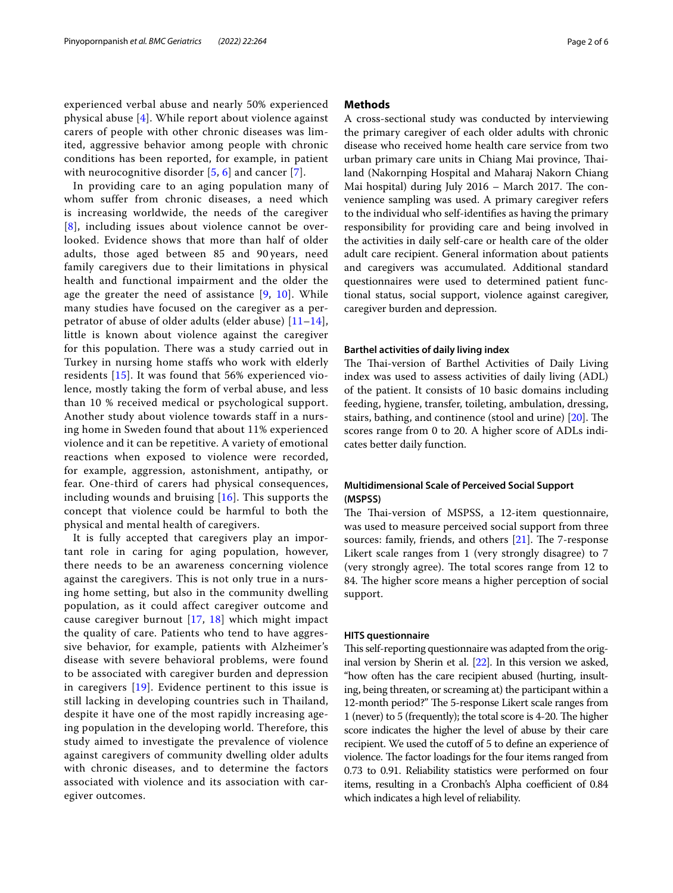experienced verbal abuse and nearly 50% experienced physical abuse [4]. While report about violence against carers of people with other chronic diseases was limited, aggressive behavior among people with chronic conditions has been reported, for example, in patient with neurocognitive disorder [5, 6] and cancer [7].

In providing care to an aging population many of whom suffer from chronic diseases, a need which is increasing worldwide, the needs of the caregiver [8], including issues about violence cannot be overlooked. Evidence shows that more than half of older adults, those aged between 85 and 90 years, need family caregivers due to their limitations in physical health and functional impairment and the older the age the greater the need of assistance [9, 10]. While many studies have focused on the caregiver as a perpetrator of abuse of older adults (elder abuse) [11–14], little is known about violence against the caregiver for this population. There was a study carried out in Turkey in nursing home staffs who work with elderly residents [15]. It was found that 56% experienced violence, mostly taking the form of verbal abuse, and less than 10 % received medical or psychological support. Another study about violence towards staff in a nursing home in Sweden found that about 11% experienced violence and it can be repetitive. A variety of emotional reactions when exposed to violence were recorded, for example, aggression, astonishment, antipathy, or fear. One-third of carers had physical consequences, including wounds and bruising [16]. This supports the concept that violence could be harmful to both the physical and mental health of caregivers.

It is fully accepted that caregivers play an important role in caring for aging population, however, there needs to be an awareness concerning violence against the caregivers. This is not only true in a nursing home setting, but also in the community dwelling population, as it could affect caregiver outcome and cause caregiver burnout [17, 18] which might impact the quality of care. Patients who tend to have aggressive behavior, for example, patients with Alzheimer's disease with severe behavioral problems, were found to be associated with caregiver burden and depression in caregivers [19]. Evidence pertinent to this issue is still lacking in developing countries such in Thailand, despite it have one of the most rapidly increasing aging population in the developing world. Therefore, this study aimed to investigate the prevalence of violence against caregivers of community dwelling older adults with chronic diseases, and to determine the factors associated with violence and its association with caregiver outcomes.

## Methods

A cross-sectional study was conducted by interviewing the primary caregiver of each older adults with chronic disease who received home health care service from two urban primary care units in Chiang Mai province, Thailand (Nakornping Hospital and Maharaj Nakorn Chiang Mai hospital) during July 2016 – March 2017. The convenience sampling was used. A primary caregiver refers to the individual who self-identifies as having the primary responsibility for providing care and being involved in the activities in daily self-care or health care of the older adult care recipient. General information about patients and caregivers was accumulated. Additional standard questionnaires were used to determined patient functional status, social support, violence against caregiver, caregiver burden and depression.

### Barthel activities of daily living index

The Thai-version of Barthel Activities of Daily Living index was used to assess activities of daily living (ADL) of the patient. It consists of 10 basic domains including feeding, hygiene, transfer, toileting, ambulation, dressing, stairs, bathing, and continence (stool and urine) [20]. The scores range from 0 to 20. A higher score of ADLs indicates better daily function.

### Multidimensional Scale of Perceived Social Support (MSPSS)

The Thai-version of MSPSS, a 12-item questionnaire, was used to measure perceived social support from three sources: family, friends, and others [21]. The 7-response Likert scale ranges from 1 (very strongly disagree) to 7 (very strongly agree). The total scores range from 12 to 84. The higher score means a higher perception of social support.

### HITS questionnaire

This self-reporting questionnaire was adapted from the original version by Sherin et al. [22]. In this version we asked, "how often has the care recipient abused (hurting, insulting, being threaten, or screaming at) the participant within a 12-month period?" The 5-response Likert scale ranges from 1 (never) to 5 (frequently); the total score is 4-20. The higher score indicates the higher the level of abuse by their care recipient. We used the cutoff of 5 to define an experience of violence. The factor loadings for the four items ranged from 0.73 to 0.91. Reliability statistics were performed on four items, resulting in a Cronbach's Alpha coefficient of 0.84 which indicates a high level of reliability.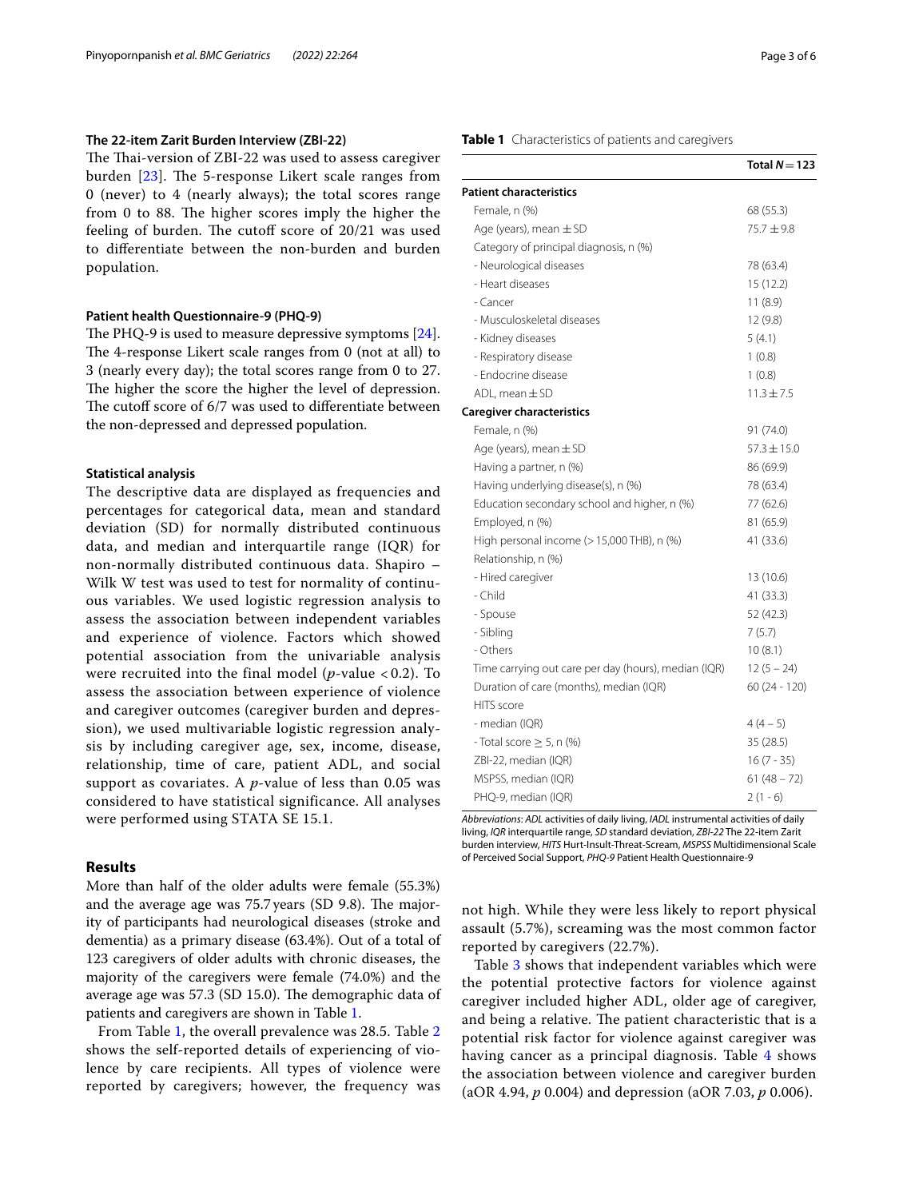### The 22-item Zarit Burden Interview (ZBI-22)

The Thai-version of ZBI-22 was used to assess caregiver burden [23]. The 5-response Likert scale ranges from 0 (never) to 4 (nearly always); the total scores range from 0 to 88. The higher scores imply the higher the feeling of burden. The cutoff score of 20/21 was used to differentiate between the non-burden and burden population.

### Patient health Questionnaire-9 (PHQ-9)

The PHQ-9 is used to measure depressive symptoms [24]. The 4-response Likert scale ranges from 0 (not at all) to 3 (nearly every day); the total scores range from 0 to 27. The higher the score the higher the level of depression. The cutoff score of 6/7 was used to differentiate between the non-depressed and depressed population.

### Statistical analysis

The descriptive data are displayed as frequencies and percentages for categorical data, mean and standard deviation (SD) for normally distributed continuous data, and median and interquartile range (IQR) for non-normally distributed continuous data. Shapiro – Wilk W test was used to test for normality of continuous variables. We used logistic regression analysis to assess the association between independent variables and experience of violence. Factors which showed potential association from the univariable analysis were recruited into the final model ($p$-value $< 0.2$). To assess the association between experience of violence and caregiver outcomes (caregiver burden and depression), we used multivariable logistic regression analysis by including caregiver age, sex, income, disease, relationship, time of care, patient ADL, and social support as covariates. A $p$-value of less than 0.05 was considered to have statistical significance. All analyses were performed using STATA SE 15.1.

## Results

More than half of the older adults were female (55.3%) and the average age was 75.7 years (SD 9.8). The majority of participants had neurological diseases (stroke and dementia) as a primary disease (63.4%). Out of a total of 123 caregivers of older adults with chronic diseases, the majority of the caregivers were female (74.0%) and the average age was 57.3 (SD 15.0). The demographic data of patients and caregivers are shown in Table 1.

From Table 1, the overall prevalence was 28.5. Table 2 shows the self-reported details of experiencing of violence by care recipients. All types of violence were reported by caregivers; however, the frequency was not high. While they were less likely to report physical assault (5.7%), screaming was the most common factor reported by caregivers (22.7%).

Table 3 shows that independent variables which were the potential protective factors for violence against caregiver included higher ADL, older age of caregiver, and being a relative. The patient characteristic that is a potential risk factor for violence against caregiver was having cancer as a principal diagnosis. Table 4 shows the association between violence and caregiver burden (aOR 4.94, $p$ 0.004) and depression (aOR 7.03, $p$ 0.006).

**Table 1** Characteristics of patients and caregivers

| | Total $N = 123$ |
|---|---|
| **Patient characteristics** | |
| Female, n (%) | 68 (55.3) |
| Age (years), mean ± SD | 75.7 ± 9.8 |
| Category of principal diagnosis, n (%) | |
| - Neurological diseases | 78 (63.4) |
| - Heart diseases | 15 (12.2) |
| - Cancer | 11 (8.9) |
| - Musculoskeletal diseases | 12 (9.8) |
| - Kidney diseases | 5 (4.1) |
| - Respiratory disease | 1 (0.8) |
| - Endocrine disease | 1 (0.8) |
| ADL, mean ± SD | 11.3 ± 7.5 |
| **Caregiver characteristics** | |
| Female, n (%) | 91 (74.0) |
| Age (years), mean ± SD | 57.3 ± 15.0 |
| Having a partner, n (%) | 86 (69.9) |
| Having underlying disease(s), n (%) | 78 (63.4) |
| Education secondary school and higher, n (%) | 77 (62.6) |
| Employed, n (%) | 81 (65.9) |
| High personal income (> 15,000 THB), n (%) | 41 (33.6) |
| Relationship, n (%) | |
| - Hired caregiver | 13 (10.6) |
| - Child | 41 (33.3) |
| - Spouse | 52 (42.3) |
| - Sibling | 7 (5.7) |
| - Others | 10 (8.1) |
| Time carrying out care per day (hours), median (IQR) | 12 (5 – 24) |
| Duration of care (months), median (IQR) | 60 (24 - 120) |
| HITS score | |
| - median (IQR) | 4 (4 – 5) |
| - Total score ≥ 5, n (%) | 35 (28.5) |
| ZBI-22, median (IQR) | 16 (7 - 35) |
| MSPSS, median (IQR) | 61 (48 – 72) |
| PHQ-9, median (IQR) | 2 (1 - 6) |

*Abbreviations*: *ADL* activities of daily living, *IADL* instrumental activities of daily living, *IQR* interquartile range, *SD* standard deviation, *ZBI-22* The 22-item Zarit burden interview, *HITS* Hurt-Insult-Threat-Scream, *MSPSS* Multidimensional Scale of Perceived Social Support, *PHQ-9* Patient Health Questionnaire-9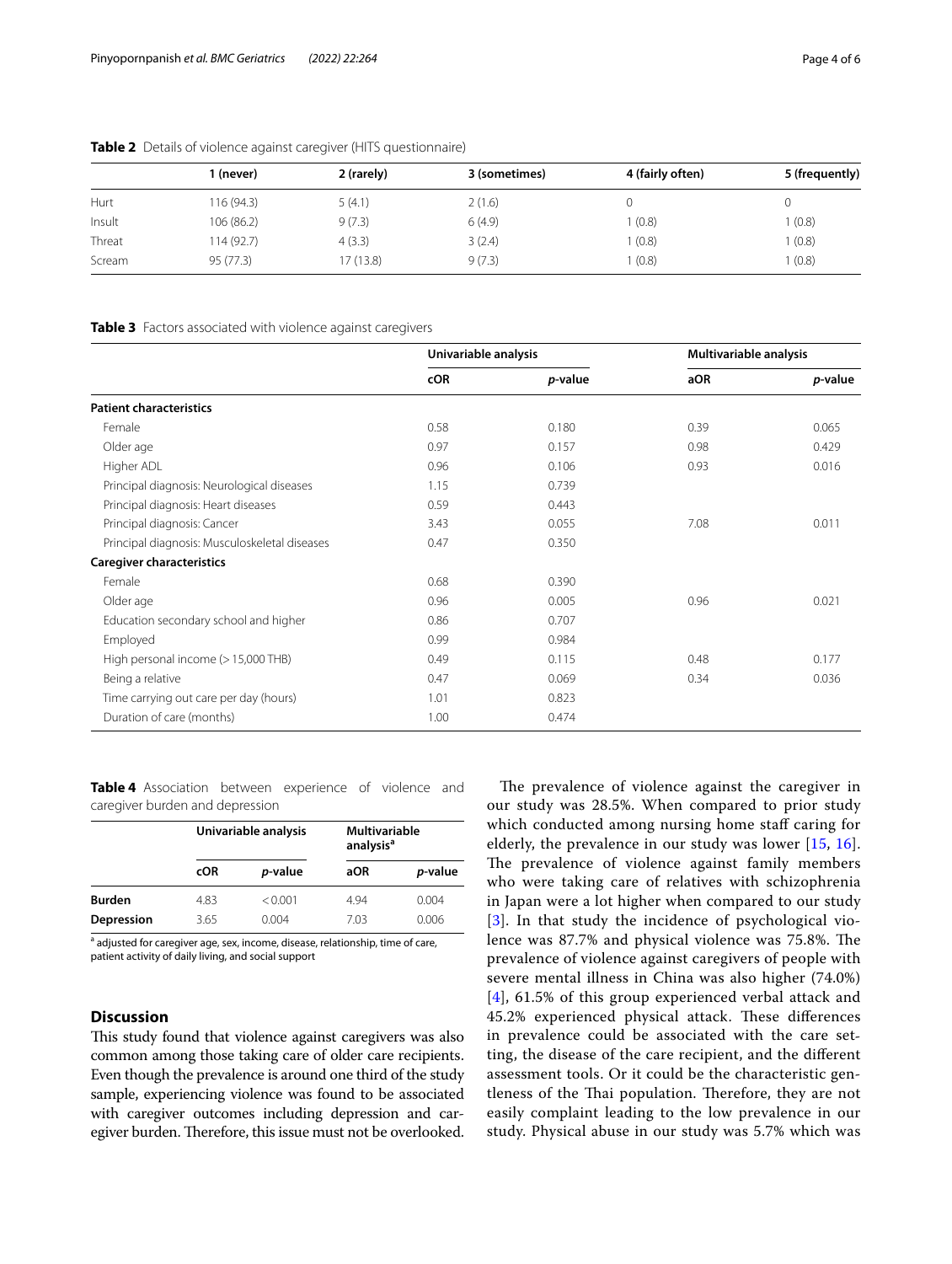**Table 2** Details of violence against caregiver (HITS questionnaire)

| | 1 (never) | 2 (rarely) | 3 (sometimes) | 4 (fairly often) | 5 (frequently) |
|---|---|---|---|---|---|
| Hurt | 116 (94.3) | 5 (4.1) | 2 (1.6) | 0 | 0 |
| Insult | 106 (86.2) | 9 (7.3) | 6 (4.9) | 1 (0.8) | 1 (0.8) |
| Threat | 114 (92.7) | 4 (3.3) | 3 (2.4) | 1 (0.8) | 1 (0.8) |
| Scream | 95 (77.3) | 17 (13.8) | 9 (7.3) | 1 (0.8) | 1 (0.8) |

**Table 3** Factors associated with violence against caregivers

| | Univariable analysis | | Multivariable analysis | |
|---|---|---|---|---|
| | cOR | *p*-value | aOR | *p*-value |
| **Patient characteristics** | | | | |
| Female | 0.58 | 0.180 | 0.39 | 0.065 |
| Older age | 0.97 | 0.157 | 0.98 | 0.429 |
| Higher ADL | 0.96 | 0.106 | 0.93 | 0.016 |
| Principal diagnosis: Neurological diseases | 1.15 | 0.739 | | |
| Principal diagnosis: Heart diseases | 0.59 | 0.443 | | |
| Principal diagnosis: Cancer | 3.43 | 0.055 | 7.08 | 0.011 |
| Principal diagnosis: Musculoskeletal diseases | 0.47 | 0.350 | | |
| **Caregiver characteristics** | | | | |
| Female | 0.68 | 0.390 | | |
| Older age | 0.96 | 0.005 | 0.96 | 0.021 |
| Education secondary school and higher | 0.86 | 0.707 | | |
| Employed | 0.99 | 0.984 | | |
| High personal income (> 15,000 THB) | 0.49 | 0.115 | 0.48 | 0.177 |
| Being a relative | 0.47 | 0.069 | 0.34 | 0.036 |
| Time carrying out care per day (hours) | 1.01 | 0.823 | | |
| Duration of care (months) | 1.00 | 0.474 | | |

**Table 4** Association between experience of violence and caregiver burden and depression

| | Univariable analysis | | Multivariable analysis[a] | |
|---|---|---|---|---|
| | cOR | *p*-value | aOR | *p*-value |
| **Burden** | 4.83 | < 0.001 | 4.94 | 0.004 |
| **Depression** | 3.65 | 0.004 | 7.03 | 0.006 |

[a] adjusted for caregiver age, sex, income, disease, relationship, time of care, patient activity of daily living, and social support

## Discussion

This study found that violence against caregivers was also common among those taking care of older care recipients. Even though the prevalence is around one third of the study sample, experiencing violence was found to be associated with caregiver outcomes including depression and caregiver burden. Therefore, this issue must not be overlooked.

The prevalence of violence against the caregiver in our study was 28.5%. When compared to prior study which conducted among nursing home staff caring for elderly, the prevalence in our study was lower [15, 16]. The prevalence of violence against family members who were taking care of relatives with schizophrenia in Japan were a lot higher when compared to our study [3]. In that study the incidence of psychological violence was 87.7% and physical violence was 75.8%. The prevalence of violence against caregivers of people with severe mental illness in China was also higher (74.0%) [4], 61.5% of this group experienced verbal attack and 45.2% experienced physical attack. These differences in prevalence could be associated with the care setting, the disease of the care recipient, and the different assessment tools. Or it could be the characteristic gentleness of the Thai population. Therefore, they are not easily complaint leading to the low prevalence in our study. Physical abuse in our study was 5.7% which was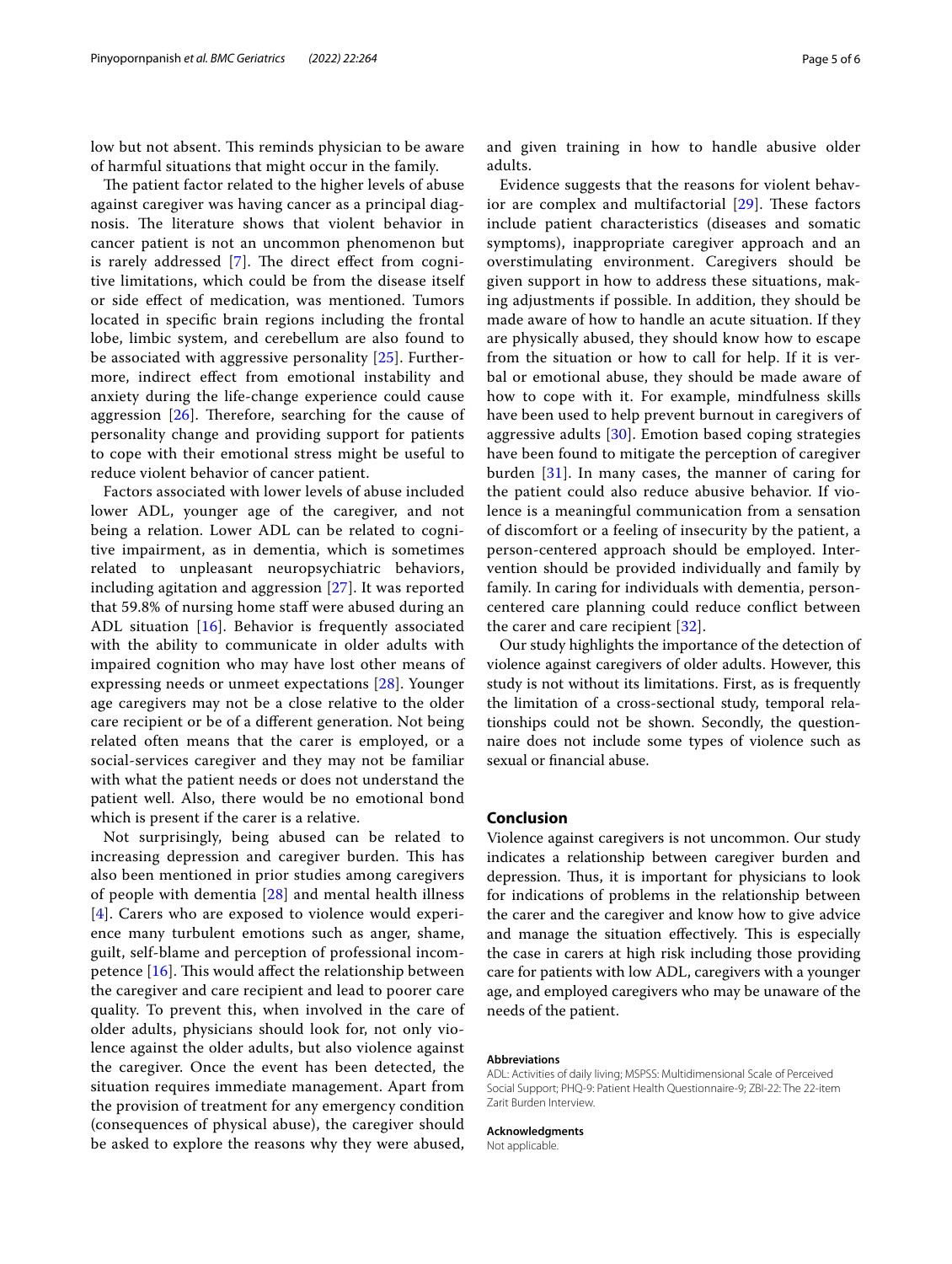low but not absent. This reminds physician to be aware of harmful situations that might occur in the family.

The patient factor related to the higher levels of abuse against caregiver was having cancer as a principal diagnosis. The literature shows that violent behavior in cancer patient is not an uncommon phenomenon but is rarely addressed [7]. The direct effect from cognitive limitations, which could be from the disease itself or side effect of medication, was mentioned. Tumors located in specific brain regions including the frontal lobe, limbic system, and cerebellum are also found to be associated with aggressive personality [25]. Furthermore, indirect effect from emotional instability and anxiety during the life-change experience could cause aggression [26]. Therefore, searching for the cause of personality change and providing support for patients to cope with their emotional stress might be useful to reduce violent behavior of cancer patient.

Factors associated with lower levels of abuse included lower ADL, younger age of the caregiver, and not being a relation. Lower ADL can be related to cognitive impairment, as in dementia, which is sometimes related to unpleasant neuropsychiatric behaviors, including agitation and aggression [27]. It was reported that 59.8% of nursing home staff were abused during an ADL situation [16]. Behavior is frequently associated with the ability to communicate in older adults with impaired cognition who may have lost other means of expressing needs or unmeet expectations [28]. Younger age caregivers may not be a close relative to the older care recipient or be of a different generation. Not being related often means that the carer is employed, or a social-services caregiver and they may not be familiar with what the patient needs or does not understand the patient well. Also, there would be no emotional bond which is present if the carer is a relative.

Not surprisingly, being abused can be related to increasing depression and caregiver burden. This has also been mentioned in prior studies among caregivers of people with dementia [28] and mental health illness [4]. Carers who are exposed to violence would experience many turbulent emotions such as anger, shame, guilt, self-blame and perception of professional incompetence [16]. This would affect the relationship between the caregiver and care recipient and lead to poorer care quality. To prevent this, when involved in the care of older adults, physicians should look for, not only violence against the older adults, but also violence against the caregiver. Once the event has been detected, the situation requires immediate management. Apart from the provision of treatment for any emergency condition (consequences of physical abuse), the caregiver should be asked to explore the reasons why they were abused, and given training in how to handle abusive older adults.

Evidence suggests that the reasons for violent behavior are complex and multifactorial [29]. These factors include patient characteristics (diseases and somatic symptoms), inappropriate caregiver approach and an overstimulating environment. Caregivers should be given support in how to address these situations, making adjustments if possible. In addition, they should be made aware of how to handle an acute situation. If they are physically abused, they should know how to escape from the situation or how to call for help. If it is verbal or emotional abuse, they should be made aware of how to cope with it. For example, mindfulness skills have been used to help prevent burnout in caregivers of aggressive adults [30]. Emotion based coping strategies have been found to mitigate the perception of caregiver burden [31]. In many cases, the manner of caring for the patient could also reduce abusive behavior. If violence is a meaningful communication from a sensation of discomfort or a feeling of insecurity by the patient, a person-centered approach should be employed. Intervention should be provided individually and family by family. In caring for individuals with dementia, person-centered care planning could reduce conflict between the carer and care recipient [32].

Our study highlights the importance of the detection of violence against caregivers of older adults. However, this study is not without its limitations. First, as is frequently the limitation of a cross-sectional study, temporal relationships could not be shown. Secondly, the questionnaire does not include some types of violence such as sexual or financial abuse.

## Conclusion

Violence against caregivers is not uncommon. Our study indicates a relationship between caregiver burden and depression. Thus, it is important for physicians to look for indications of problems in the relationship between the carer and the caregiver and know how to give advice and manage the situation effectively. This is especially the case in carers at high risk including those providing care for patients with low ADL, caregivers with a younger age, and employed caregivers who may be unaware of the needs of the patient.

**Abbreviations**

ADL: Activities of daily living; MSPSS: Multidimensional Scale of Perceived Social Support; PHQ-9: Patient Health Questionnaire-9; ZBI-22: The 22-item Zarit Burden Interview.

**Acknowledgments**

Not applicable.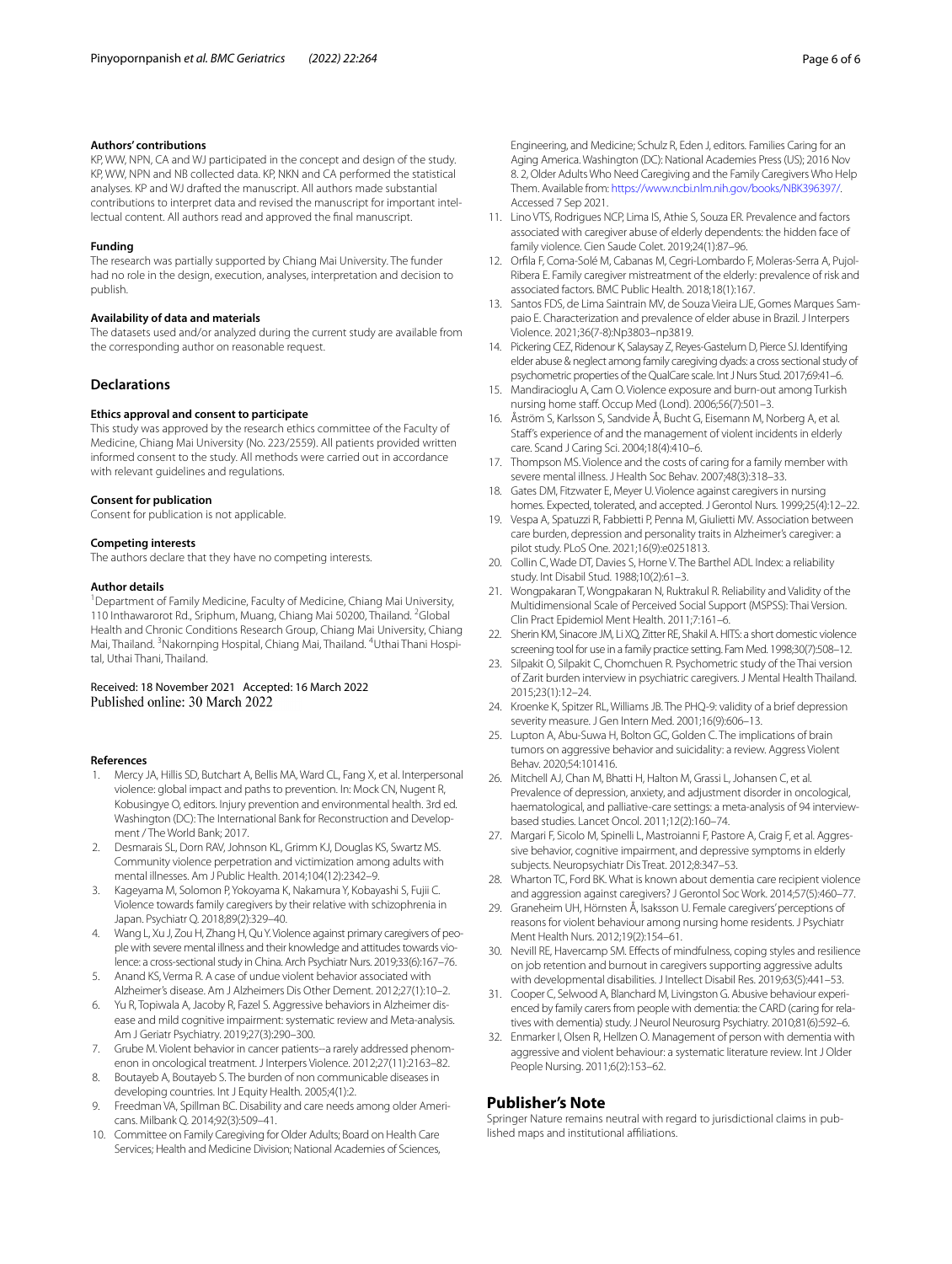**Authors' contributions**

KP, WW, NPN, CA and WJ participated in the concept and design of the study. KP, WW, NPN and NB collected data. KP, NKN and CA performed the statistical analyses. KP and WJ drafted the manuscript. All authors made substantial contributions to interpret data and revised the manuscript for important intellectual content. All authors read and approved the final manuscript.

**Funding**

The research was partially supported by Chiang Mai University. The funder had no role in the design, execution, analyses, interpretation and decision to publish.

**Availability of data and materials**

The datasets used and/or analyzed during the current study are available from the corresponding author on reasonable request.

## Declarations

**Ethics approval and consent to participate**

This study was approved by the research ethics committee of the Faculty of Medicine, Chiang Mai University (No. 223/2559). All patients provided written informed consent to the study. All methods were carried out in accordance with relevant guidelines and regulations.

**Consent for publication**

Consent for publication is not applicable.

**Competing interests**

The authors declare that they have no competing interests.

**Author details**

[1]Department of Family Medicine, Faculty of Medicine, Chiang Mai University, 110 Inthawarorot Rd., Sriphum, Muang, Chiang Mai 50200, Thailand. [2]Global Health and Chronic Conditions Research Group, Chiang Mai University, Chiang Mai, Thailand. [3]Nakornping Hospital, Chiang Mai, Thailand. [4]Uthai Thani Hospital, Uthai Thani, Thailand.

Received: 18 November 2021 Accepted: 16 March 2022
Published online: 30 March 2022

**References**

1. Mercy JA, Hillis SD, Butchart A, Bellis MA, Ward CL, Fang X, et al. Interpersonal violence: global impact and paths to prevention. In: Mock CN, Nugent R, Kobusingye O, editors. Injury prevention and environmental health. 3rd ed. Washington (DC): The International Bank for Reconstruction and Development / The World Bank; 2017.
2. Desmarais SL, Dorn RAV, Johnson KL, Grimm KJ, Douglas KS, Swartz MS. Community violence perpetration and victimization among adults with mental illnesses. Am J Public Health. 2014;104(12):2342–9.
3. Kageyama M, Solomon P, Yokoyama K, Nakamura Y, Kobayashi S, Fujii C. Violence towards family caregivers by their relative with schizophrenia in Japan. Psychiatr Q. 2018;89(2):329–40.
4. Wang L, Xu J, Zou H, Zhang H, Qu Y. Violence against primary caregivers of people with severe mental illness and their knowledge and attitudes towards violence: a cross-sectional study in China. Arch Psychiatr Nurs. 2019;33(6):167–76.
5. Anand KS, Verma R. A case of undue violent behavior associated with Alzheimer's disease. Am J Alzheimers Dis Other Dement. 2012;27(1):10–2.
6. Yu R, Topiwala A, Jacoby R, Fazel S. Aggressive behaviors in Alzheimer disease and mild cognitive impairment: systematic review and Meta-analysis. Am J Geriatr Psychiatry. 2019;27(3):290–300.
7. Grube M. Violent behavior in cancer patients--a rarely addressed phenomenon in oncological treatment. J Interpers Violence. 2012;27(11):2163–82.
8. Boutayeb A, Boutayeb S. The burden of non communicable diseases in developing countries. Int J Equity Health. 2005;4(1):2.
9. Freedman VA, Spillman BC. Disability and care needs among older Americans. Milbank Q. 2014;92(3):509–41.
10. Committee on Family Caregiving for Older Adults; Board on Health Care Services; Health and Medicine Division; National Academies of Sciences, Engineering, and Medicine; Schulz R, Eden J, editors. Families Caring for an Aging America. Washington (DC): National Academies Press (US); 2016 Nov 8. 2, Older Adults Who Need Caregiving and the Family Caregivers Who Help Them. Available from: https://www.ncbi.nlm.nih.gov/books/NBK396397/. Accessed 7 Sep 2021.
11. Lino VTS, Rodrigues NCP, Lima IS, Athie S, Souza ER. Prevalence and factors associated with caregiver abuse of elderly dependents: the hidden face of family violence. Cien Saude Colet. 2019;24(1):87–96.
12. Orfila F, Coma-Solé M, Cabanas M, Cegri-Lombardo F, Moleras-Serra A, Pujol-Ribera E. Family caregiver mistreatment of the elderly: prevalence of risk and associated factors. BMC Public Health. 2018;18(1):167.
13. Santos FDS, de Lima Saintrain MV, de Souza Vieira LJE, Gomes Marques Sampaio E. Characterization and prevalence of elder abuse in Brazil. J Interpers Violence. 2021;36(7-8):Np3803–np3819.
14. Pickering CEZ, Ridenour K, Salaysay Z, Reyes-Gastelum D, Pierce SJ. Identifying elder abuse & neglect among family caregiving dyads: a cross sectional study of psychometric properties of the QualCare scale. Int J Nurs Stud. 2017;69:41–6.
15. Mandiracioglu A, Cam O. Violence exposure and burn-out among Turkish nursing home staff. Occup Med (Lond). 2006;56(7):501–3.
16. Åström S, Karlsson S, Sandvide Å, Bucht G, Eisemann M, Norberg A, et al. Staff's experience of and the management of violent incidents in elderly care. Scand J Caring Sci. 2004;18(4):410–6.
17. Thompson MS. Violence and the costs of caring for a family member with severe mental illness. J Health Soc Behav. 2007;48(3):318–33.
18. Gates DM, Fitzwater E, Meyer U. Violence against caregivers in nursing homes. Expected, tolerated, and accepted. J Gerontol Nurs. 1999;25(4):12–22.
19. Vespa A, Spatuzzi R, Fabbietti P, Penna M, Giulietti MV. Association between care burden, depression and personality traits in Alzheimer's caregiver: a pilot study. PLoS One. 2021;16(9):e0251813.
20. Collin C, Wade DT, Davies S, Horne V. The Barthel ADL Index: a reliability study. Int Disabil Stud. 1988;10(2):61–3.
21. Wongpakaran T, Wongpakaran N, Ruktrakul R. Reliability and Validity of the Multidimensional Scale of Perceived Social Support (MSPSS): Thai Version. Clin Pract Epidemiol Ment Health. 2011;7:161–6.
22. Sherin KM, Sinacore JM, Li XQ, Zitter RE, Shakil A. HITS: a short domestic violence screening tool for use in a family practice setting. Fam Med. 1998;30(7):508–12.
23. Silpakit O, Silpakit C, Chomchuen R. Psychometric study of the Thai version of Zarit burden interview in psychiatric caregivers. J Mental Health Thailand. 2015;23(1):12–24.
24. Kroenke K, Spitzer RL, Williams JB. The PHQ-9: validity of a brief depression severity measure. J Gen Intern Med. 2001;16(9):606–13.
25. Lupton A, Abu-Suwa H, Bolton GC, Golden C. The implications of brain tumors on aggressive behavior and suicidality: a review. Aggress Violent Behav. 2020;54:101416.
26. Mitchell AJ, Chan M, Bhatti H, Halton M, Grassi L, Johansen C, et al. Prevalence of depression, anxiety, and adjustment disorder in oncological, haematological, and palliative-care settings: a meta-analysis of 94 interview-based studies. Lancet Oncol. 2011;12(2):160–74.
27. Margari F, Sicolo M, Spinelli L, Mastroianni F, Pastore A, Craig F, et al. Aggressive behavior, cognitive impairment, and depressive symptoms in elderly subjects. Neuropsychiatr Dis Treat. 2012;8:347–53.
28. Wharton TC, Ford BK. What is known about dementia care recipient violence and aggression against caregivers? J Gerontol Soc Work. 2014;57(5):460–77.
29. Graneheim UH, Hörnsten Å, Isaksson U. Female caregivers' perceptions of reasons for violent behaviour among nursing home residents. J Psychiatr Ment Health Nurs. 2012;19(2):154–61.
30. Nevill RE, Havercamp SM. Effects of mindfulness, coping styles and resilience on job retention and burnout in caregivers supporting aggressive adults with developmental disabilities. J Intellect Disabil Res. 2019;63(5):441–53.
31. Cooper C, Selwood A, Blanchard M, Livingston G. Abusive behaviour experienced by family carers from people with dementia: the CARD (caring for relatives with dementia) study. J Neurol Neurosurg Psychiatry. 2010;81(6):592–6.
32. Enmarker I, Olsen R, Hellzen O. Management of person with dementia with aggressive and violent behaviour: a systematic literature review. Int J Older People Nursing. 2011;6(2):153–62.

## Publisher's Note

Springer Nature remains neutral with regard to jurisdictional claims in published maps and institutional affiliations.